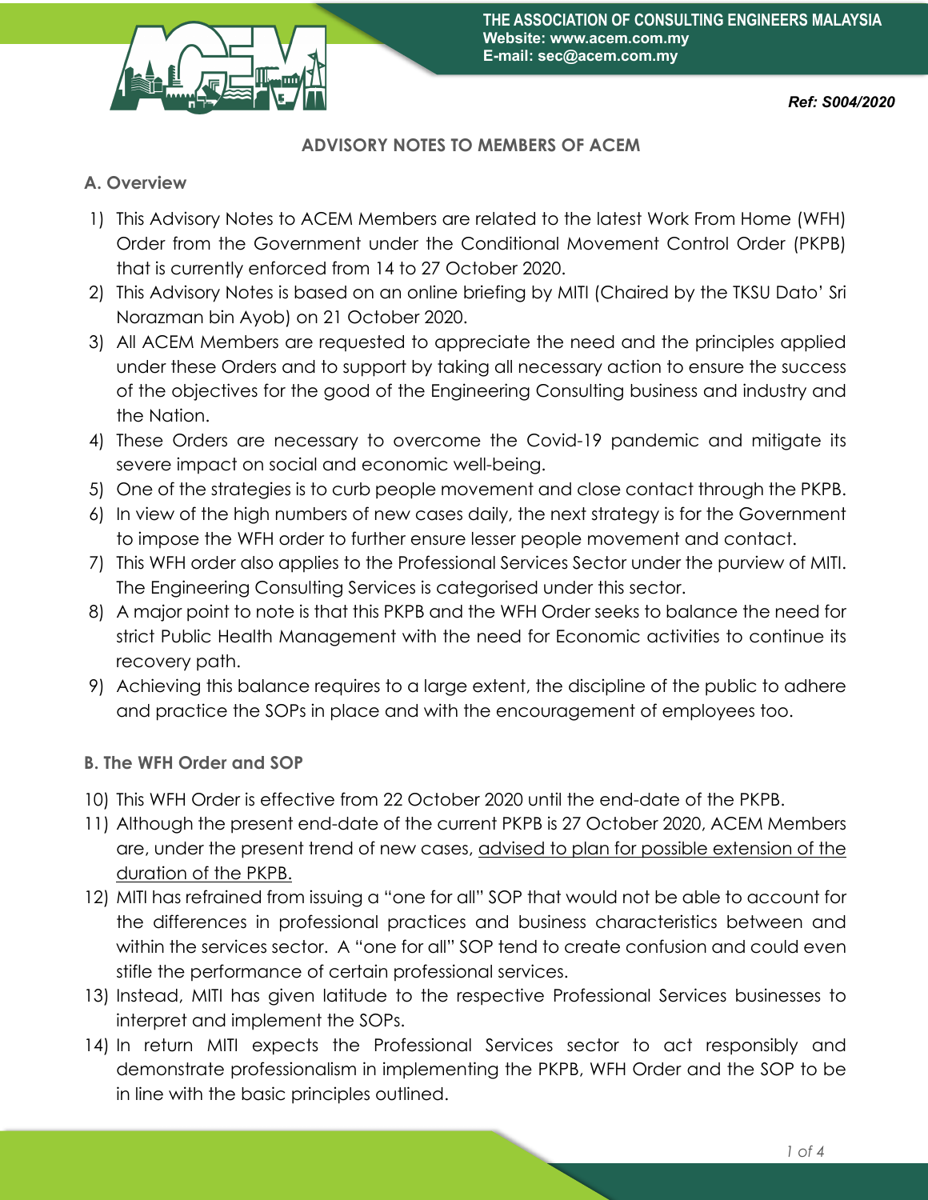THE ASSOCIATION OF CONSULTING ENGINEERS MALAYSIA
**Website: www.acem.com.my**
**E-mail: sec@acem.com.my**

***Ref: S004/2020***

# ADVISORY NOTES TO MEMBERS OF ACEM

## A. Overview

1) This Advisory Notes to ACEM Members are related to the latest Work From Home (WFH) Order from the Government under the Conditional Movement Control Order (PKPB) that is currently enforced from 14 to 27 October 2020.
2) This Advisory Notes is based on an online briefing by MITI (Chaired by the TKSU Dato' Sri Norazman bin Ayob) on 21 October 2020.
3) All ACEM Members are requested to appreciate the need and the principles applied under these Orders and to support by taking all necessary action to ensure the success of the objectives for the good of the Engineering Consulting business and industry and the Nation.
4) These Orders are necessary to overcome the Covid-19 pandemic and mitigate its severe impact on social and economic well-being.
5) One of the strategies is to curb people movement and close contact through the PKPB.
6) In view of the high numbers of new cases daily, the next strategy is for the Government to impose the WFH order to further ensure lesser people movement and contact.
7) This WFH order also applies to the Professional Services Sector under the purview of MITI. The Engineering Consulting Services is categorised under this sector.
8) A major point to note is that this PKPB and the WFH Order seeks to balance the need for strict Public Health Management with the need for Economic activities to continue its recovery path.
9) Achieving this balance requires to a large extent, the discipline of the public to adhere and practice the SOPs in place and with the encouragement of employees too.

## B. The WFH Order and SOP

10) This WFH Order is effective from 22 October 2020 until the end-date of the PKPB.
11) Although the present end-date of the current PKPB is 27 October 2020, ACEM Members are, under the present trend of new cases, <u>advised to plan for possible extension of the duration of the PKPB.</u>
12) MITI has refrained from issuing a "one for all" SOP that would not be able to account for the differences in professional practices and business characteristics between and within the services sector. A "one for all" SOP tend to create confusion and could even stifle the performance of certain professional services.
13) Instead, MITI has given latitude to the respective Professional Services businesses to interpret and implement the SOPs.
14) In return MITI expects the Professional Services sector to act responsibly and demonstrate professionalism in implementing the PKPB, WFH Order and the SOP to be in line with the basic principles outlined.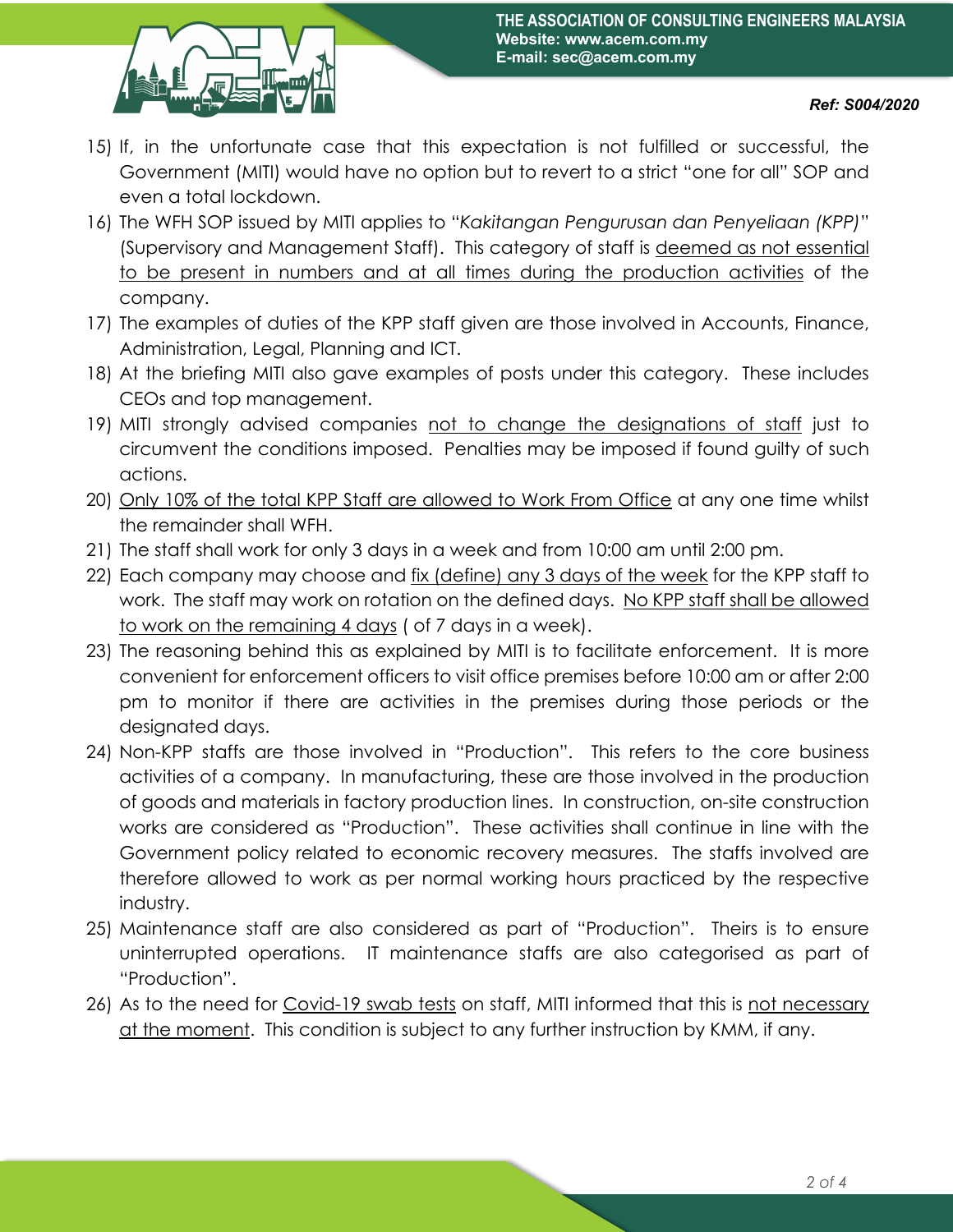15) If, in the unfortunate case that this expectation is not fulfilled or successful, the Government (MITI) would have no option but to revert to a strict "one for all" SOP and even a total lockdown.
16) The WFH SOP issued by MITI applies to "*Kakitangan Pengurusan dan Penyeliaan (KPP)*" (Supervisory and Management Staff). This category of staff is <u>deemed as not essential to be present in numbers and at all times during the production activities</u> of the company.
17) The examples of duties of the KPP staff given are those involved in Accounts, Finance, Administration, Legal, Planning and ICT.
18) At the briefing MITI also gave examples of posts under this category. These includes CEOs and top management.
19) MITI strongly advised companies <u>not to change the designations of staff</u> just to circumvent the conditions imposed. Penalties may be imposed if found guilty of such actions.
20) <u>Only 10% of the total KPP Staff are allowed to Work From Office</u> at any one time whilst the remainder shall WFH.
21) The staff shall work for only 3 days in a week and from 10:00 am until 2:00 pm.
22) Each company may choose and <u>fix (define) any 3 days of the week</u> for the KPP staff to work. The staff may work on rotation on the defined days. <u>No KPP staff shall be allowed to work on the remaining 4 days</u> ( of 7 days in a week).
23) The reasoning behind this as explained by MITI is to facilitate enforcement. It is more convenient for enforcement officers to visit office premises before 10:00 am or after 2:00 pm to monitor if there are activities in the premises during those periods or the designated days.
24) Non-KPP staffs are those involved in "Production". This refers to the core business activities of a company. In manufacturing, these are those involved in the production of goods and materials in factory production lines. In construction, on-site construction works are considered as "Production". These activities shall continue in line with the Government policy related to economic recovery measures. The staffs involved are therefore allowed to work as per normal working hours practiced by the respective industry.
25) Maintenance staff are also considered as part of "Production". Theirs is to ensure uninterrupted operations. IT maintenance staffs are also categorised as part of "Production".
26) As to the need for <u>Covid-19 swab tests</u> on staff, MITI informed that this is <u>not necessary at the moment</u>. This condition is subject to any further instruction by KMM, if any.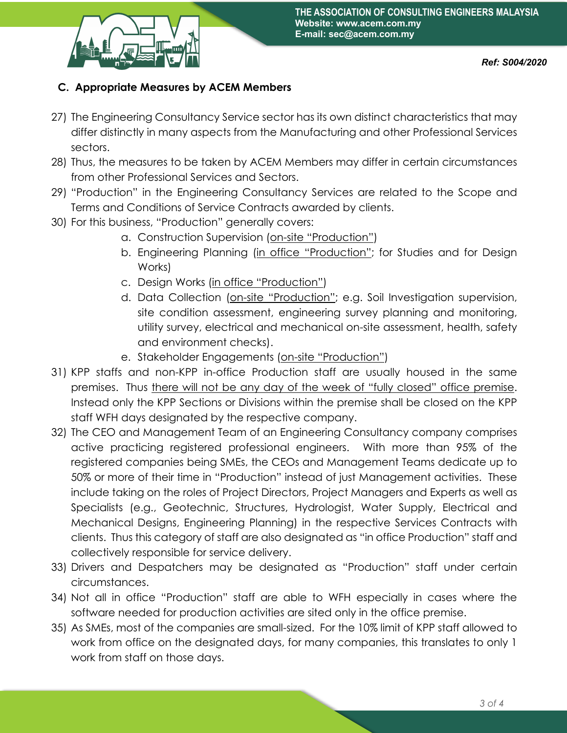## C. Appropriate Measures by ACEM Members

27) The Engineering Consultancy Service sector has its own distinct characteristics that may differ distinctly in many aspects from the Manufacturing and other Professional Services sectors.
28) Thus, the measures to be taken by ACEM Members may differ in certain circumstances from other Professional Services and Sectors.
29) "Production" in the Engineering Consultancy Services are related to the Scope and Terms and Conditions of Service Contracts awarded by clients.
30) For this business, "Production" generally covers:
    a. Construction Supervision (<u>on-site "Production"</u>)
    b. Engineering Planning (<u>in office "Production"</u>; for Studies and for Design Works)
    c. Design Works (<u>in office "Production"</u>)
    d. Data Collection (<u>on-site "Production"</u>; e.g. Soil Investigation supervision, site condition assessment, engineering survey planning and monitoring, utility survey, electrical and mechanical on-site assessment, health, safety and environment checks).
    e. Stakeholder Engagements (<u>on-site "Production"</u>)
31) KPP staffs and non-KPP in-office Production staff are usually housed in the same premises. Thus <u>there will not be any day of the week of "fully closed" office premise</u>. Instead only the KPP Sections or Divisions within the premise shall be closed on the KPP staff WFH days designated by the respective company.
32) The CEO and Management Team of an Engineering Consultancy company comprises active practicing registered professional engineers. With more than 95% of the registered companies being SMEs, the CEOs and Management Teams dedicate up to 50% or more of their time in "Production" instead of just Management activities. These include taking on the roles of Project Directors, Project Managers and Experts as well as Specialists (e.g., Geotechnic, Structures, Hydrologist, Water Supply, Electrical and Mechanical Designs, Engineering Planning) in the respective Services Contracts with clients. Thus this category of staff are also designated as "in office Production" staff and collectively responsible for service delivery.
33) Drivers and Despatchers may be designated as "Production" staff under certain circumstances.
34) Not all in office "Production" staff are able to WFH especially in cases where the software needed for production activities are sited only in the office premise.
35) As SMEs, most of the companies are small-sized. For the 10% limit of KPP staff allowed to work from office on the designated days, for many companies, this translates to only 1 work from staff on those days.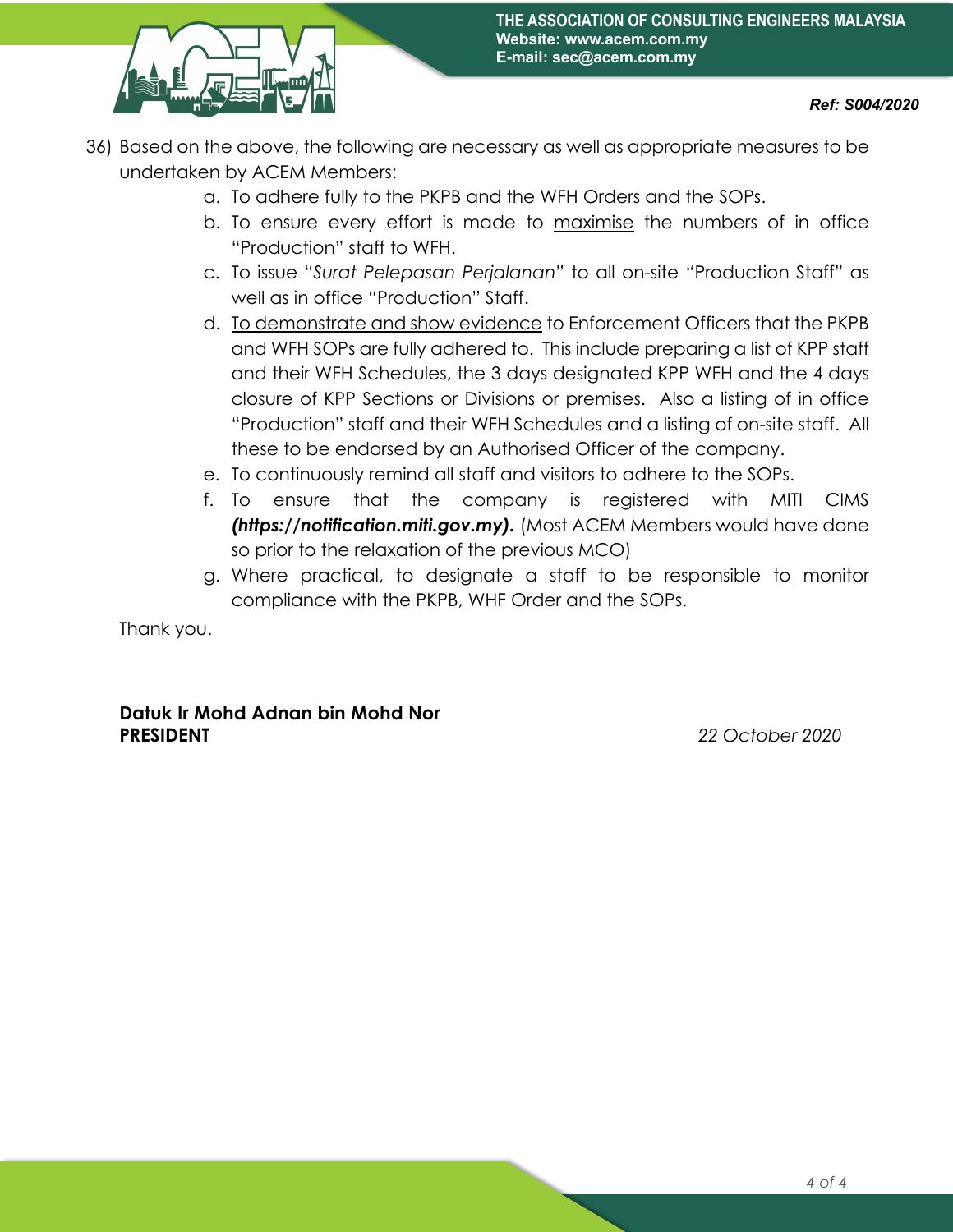36) Based on the above, the following are necessary as well as appropriate measures to be undertaken by ACEM Members:

   a. To adhere fully to the PKPB and the WFH Orders and the SOPs.
   b. To ensure every effort is made to <u>maximise</u> the numbers of in office "Production" staff to WFH.
   c. To issue "*Surat Pelepasan Perjalanan*" to all on-site "Production Staff" as well as in office "Production" Staff.
   d. <u>To demonstrate and show evidence</u> to Enforcement Officers that the PKPB and WFH SOPs are fully adhered to. This include preparing a list of KPP staff and their WFH Schedules, the 3 days designated KPP WFH and the 4 days closure of KPP Sections or Divisions or premises. Also a listing of in office "Production" staff and their WFH Schedules and a listing of on-site staff. All these to be endorsed by an Authorised Officer of the company.
   e. To continuously remind all staff and visitors to adhere to the SOPs.
   f. To ensure that the company is registered with MITI CIMS ***(https://notification.miti.gov.my).*** (Most ACEM Members would have done so prior to the relaxation of the previous MCO)
   g. Where practical, to designate a staff to be responsible to monitor compliance with the PKPB, WHF Order and the SOPs.

Thank you.

**Datuk Ir Mohd Adnan bin Mohd Nor**
**PRESIDENT**

*22 October 2020*